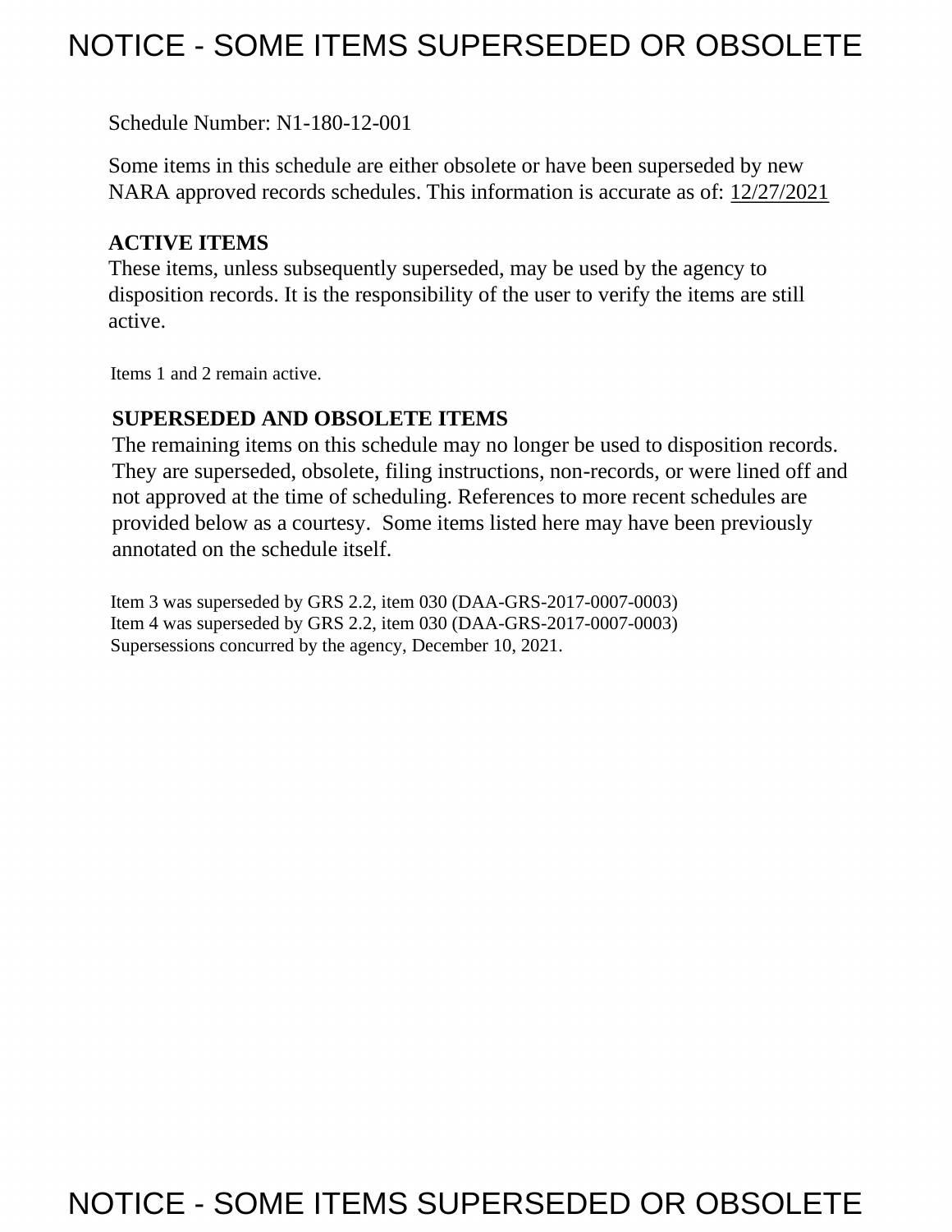# NOTICE - SOME ITEMS SUPERSEDED OR OBSOLETE

Schedule Number: N1-180-12-001

Some items in this schedule are either obsolete or have been superseded by new NARA approved records schedules. This information is accurate as of: 12/27/2021

**ACTIVE ITEMS**

These items, unless subsequently superseded, may be used by the agency to disposition records. It is the responsibility of the user to verify the items are still active.

Items 1 and 2 remain active.

**SUPERSEDED AND OBSOLETE ITEMS**

The remaining items on this schedule may no longer be used to disposition records. They are superseded, obsolete, filing instructions, non-records, or were lined off and not approved at the time of scheduling. References to more recent schedules are provided below as a courtesy. Some items listed here may have been previously annotated on the schedule itself.

Item 3 was superseded by GRS 2.2, item 030 (DAA-GRS-2017-0007-0003)
Item 4 was superseded by GRS 2.2, item 030 (DAA-GRS-2017-0007-0003)
Supersessions concurred by the agency, December 10, 2021.

# NOTICE - SOME ITEMS SUPERSEDED OR OBSOLETE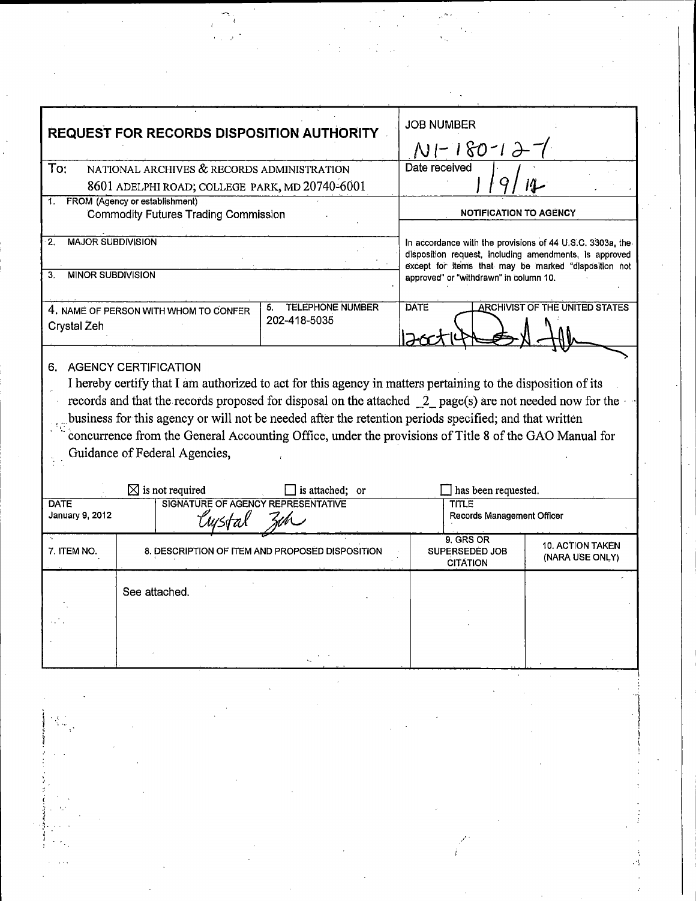| **REQUEST FOR RECORDS DISPOSITION AUTHORITY** | | JOB NUMBER N1-180-12-1 |
|---|---|---|
| To: NATIONAL ARCHIVES & RECORDS ADMINISTRATION 8601 ADELPHI ROAD; COLLEGE PARK, MD 20740-6001 | | Date received 1/9/12 |
| 1. FROM (Agency or establishment) Commodity Futures Trading Commission | | **NOTIFICATION TO AGENCY** |
| 2. MAJOR SUBDIVISION | | In accordance with the provisions of 44 U.S.C. 3303a, the disposition request, including amendments, is approved except for items that may be marked "disposition not approved" or "withdrawn" in column 10. |
| 3. MINOR SUBDIVISION | | |
| 4. NAME OF PERSON WITH WHOM TO CONFER Crystal Zeh | 5. TELEPHONE NUMBER 202-418-5035 | DATE 12-Oct-14 / ARCHIVIST OF THE UNITED STATES |

6. AGENCY CERTIFICATION

I hereby certify that I am authorized to act for this agency in matters pertaining to the disposition of its records and that the records proposed for disposal on the attached _2_ page(s) are not needed now for the business for this agency or will not be needed after the retention periods specified; and that written concurrence from the General Accounting Office, under the provisions of Title 8 of the GAO Manual for Guidance of Federal Agencies,

☒ is not required ☐ is attached; or ☐ has been requested.

| DATE | SIGNATURE OF AGENCY REPRESENTATIVE | TITLE |
|---|---|---|
| January 9, 2012 | Crystal Zeh | Records Management Officer |

| 7. ITEM NO. | 8. DESCRIPTION OF ITEM AND PROPOSED DISPOSITION | 9. GRS OR SUPERSEDED JOB CITATION | 10. ACTION TAKEN (NARA USE ONLY) |
|---|---|---|---|
| | See attached. | | |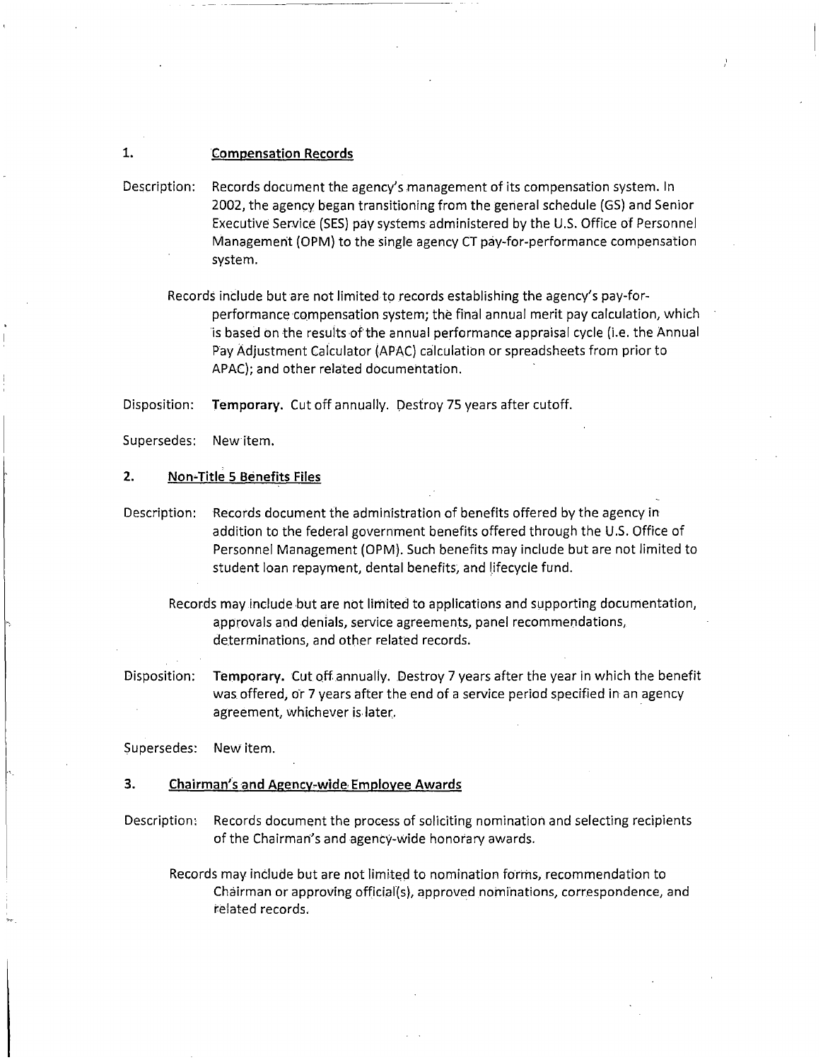1. **Compensation Records**

Description: Records document the agency's management of its compensation system. In 2002, the agency began transitioning from the general schedule (GS) and Senior Executive Service (SES) pay systems administered by the U.S. Office of Personnel Management (OPM) to the single agency CT pay-for-performance compensation system.

Records include but are not limited to records establishing the agency's pay-for-performance compensation system; the final annual merit pay calculation, which is based on the results of the annual performance appraisal cycle (i.e. the Annual Pay Adjustment Calculator (APAC) calculation or spreadsheets from prior to APAC); and other related documentation.

Disposition: **Temporary.** Cut off annually. Destroy 75 years after cutoff.

Supersedes: New item.

2. **Non-Title 5 Benefits Files**

Description: Records document the administration of benefits offered by the agency in addition to the federal government benefits offered through the U.S. Office of Personnel Management (OPM). Such benefits may include but are not limited to student loan repayment, dental benefits, and lifecycle fund.

Records may include but are not limited to applications and supporting documentation, approvals and denials, service agreements, panel recommendations, determinations, and other related records.

Disposition: **Temporary.** Cut off annually. Destroy 7 years after the year in which the benefit was offered, or 7 years after the end of a service period specified in an agency agreement, whichever is later.

Supersedes: New item.

3. **Chairman's and Agency-wide Employee Awards**

Description: Records document the process of soliciting nomination and selecting recipients of the Chairman's and agency-wide honorary awards.

Records may include but are not limited to nomination forms, recommendation to Chairman or approving official(s), approved nominations, correspondence, and related records.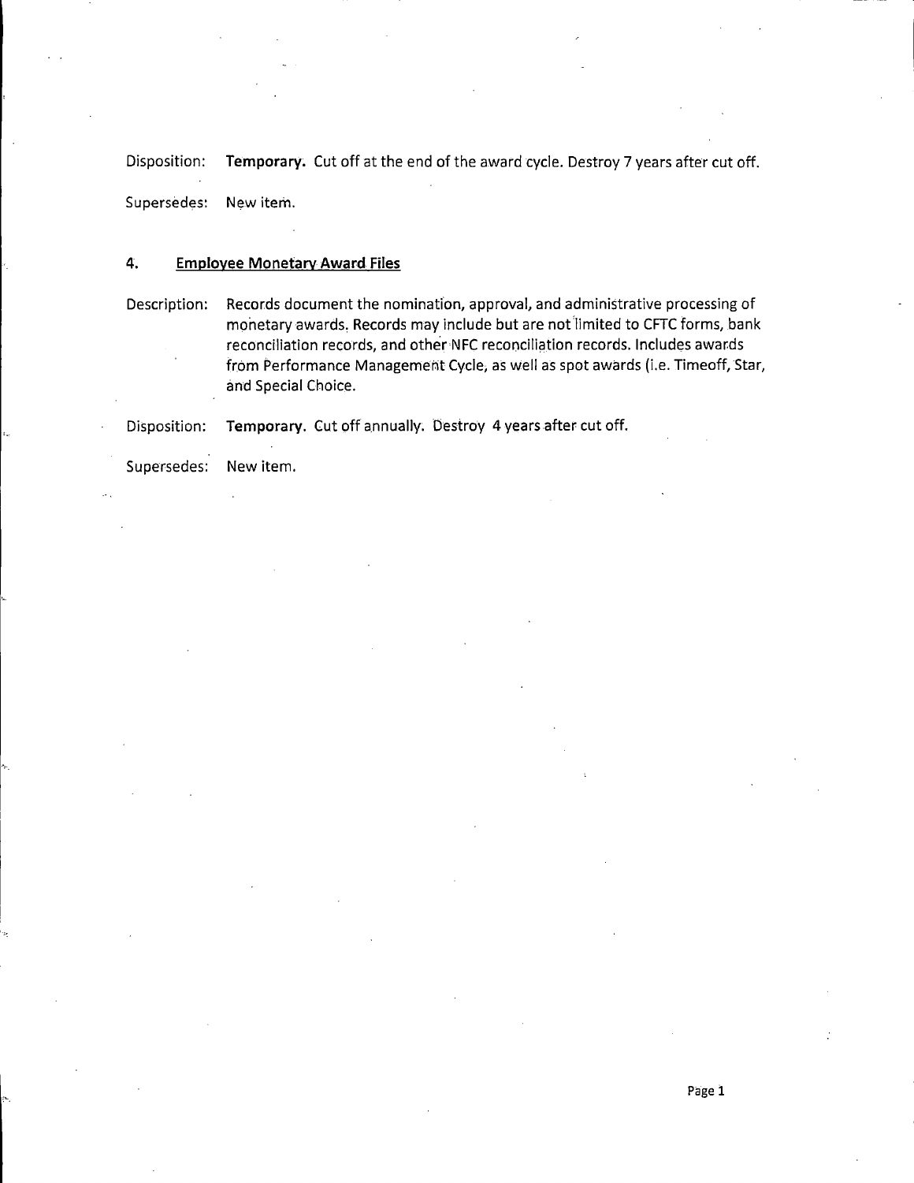Disposition: **Temporary.** Cut off at the end of the award cycle. Destroy 7 years after cut off.

Supersedes: New item.

## 4. Employee Monetary Award Files

Description: Records document the nomination, approval, and administrative processing of monetary awards. Records may include but are not limited to CFTC forms, bank reconciliation records, and other NFC reconciliation records. Includes awards from Performance Management Cycle, as well as spot awards (i.e. Timeoff, Star, and Special Choice.

Disposition: **Temporary.** Cut off annually. Destroy 4 years after cut off.

Supersedes: New item.